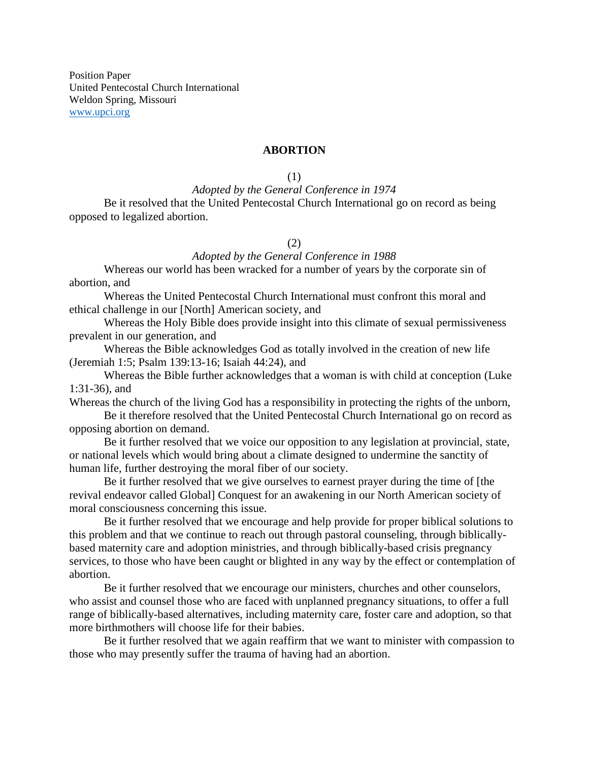Position Paper
United Pentecostal Church International
Weldon Spring, Missouri
www.upci.org

# ABORTION

(1)

*Adopted by the General Conference in 1974*

Be it resolved that the United Pentecostal Church International go on record as being opposed to legalized abortion.

(2)

*Adopted by the General Conference in 1988*

Whereas our world has been wracked for a number of years by the corporate sin of abortion, and

Whereas the United Pentecostal Church International must confront this moral and ethical challenge in our [North] American society, and

Whereas the Holy Bible does provide insight into this climate of sexual permissiveness prevalent in our generation, and

Whereas the Bible acknowledges God as totally involved in the creation of new life (Jeremiah 1:5; Psalm 139:13-16; Isaiah 44:24), and

Whereas the Bible further acknowledges that a woman is with child at conception (Luke 1:31-36), and

Whereas the church of the living God has a responsibility in protecting the rights of the unborn,

Be it therefore resolved that the United Pentecostal Church International go on record as opposing abortion on demand.

Be it further resolved that we voice our opposition to any legislation at provincial, state, or national levels which would bring about a climate designed to undermine the sanctity of human life, further destroying the moral fiber of our society.

Be it further resolved that we give ourselves to earnest prayer during the time of [the revival endeavor called Global] Conquest for an awakening in our North American society of moral consciousness concerning this issue.

Be it further resolved that we encourage and help provide for proper biblical solutions to this problem and that we continue to reach out through pastoral counseling, through biblically-based maternity care and adoption ministries, and through biblically-based crisis pregnancy services, to those who have been caught or blighted in any way by the effect or contemplation of abortion.

Be it further resolved that we encourage our ministers, churches and other counselors, who assist and counsel those who are faced with unplanned pregnancy situations, to offer a full range of biblically-based alternatives, including maternity care, foster care and adoption, so that more birthmothers will choose life for their babies.

Be it further resolved that we again reaffirm that we want to minister with compassion to those who may presently suffer the trauma of having had an abortion.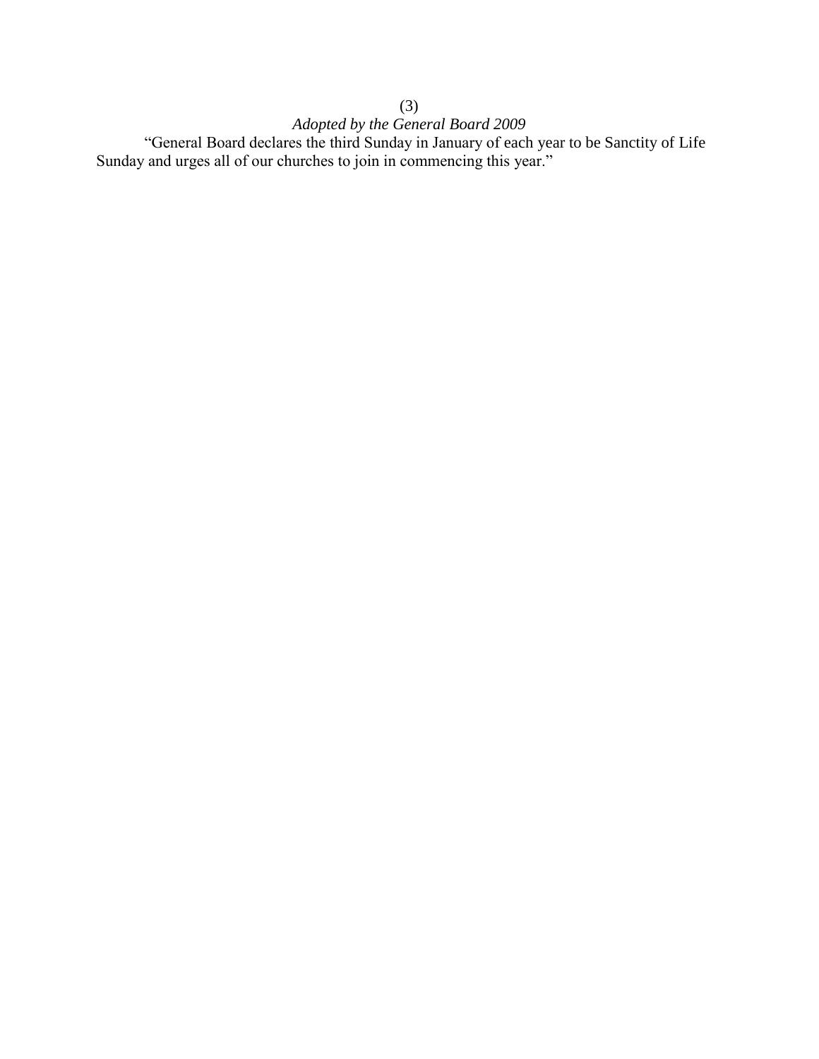(3)

*Adopted by the General Board 2009*

"General Board declares the third Sunday in January of each year to be Sanctity of Life Sunday and urges all of our churches to join in commencing this year."